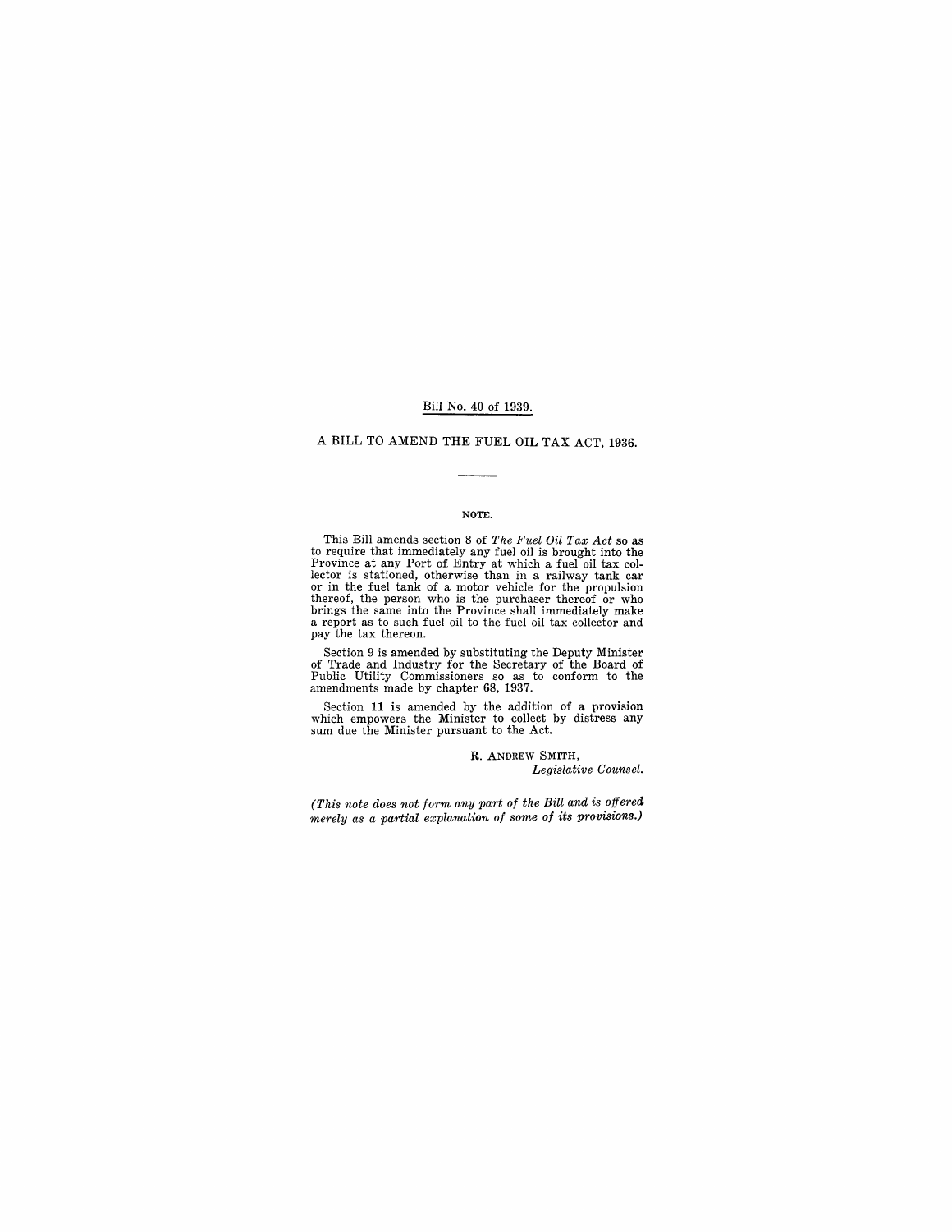Bill No. 40 of 1939.

# A BILL TO AMEND THE FUEL OIL TAX ACT, 1936.

---

**NOTE.**

This Bill amends section 8 of *The Fuel Oil Tax Act* so as to require that immediately any fuel oil is brought into the Province at any Port of Entry at which a fuel oil tax collector is stationed, otherwise than in a railway tank car or in the fuel tank of a motor vehicle for the propulsion thereof, the person who is the purchaser thereof or who brings the same into the Province shall immediately make a report as to such fuel oil to the fuel oil tax collector and pay the tax thereon.

Section 9 is amended by substituting the Deputy Minister of Trade and Industry for the Secretary of the Board of Public Utility Commissioners so as to conform to the amendments made by chapter 68, 1937.

Section 11 is amended by the addition of a provision which empowers the Minister to collect by distress any sum due the Minister pursuant to the Act.

R. ANDREW SMITH,
*Legislative Counsel.*

*(This note does not form any part of the Bill and is offered merely as a partial explanation of some of its provisions.)*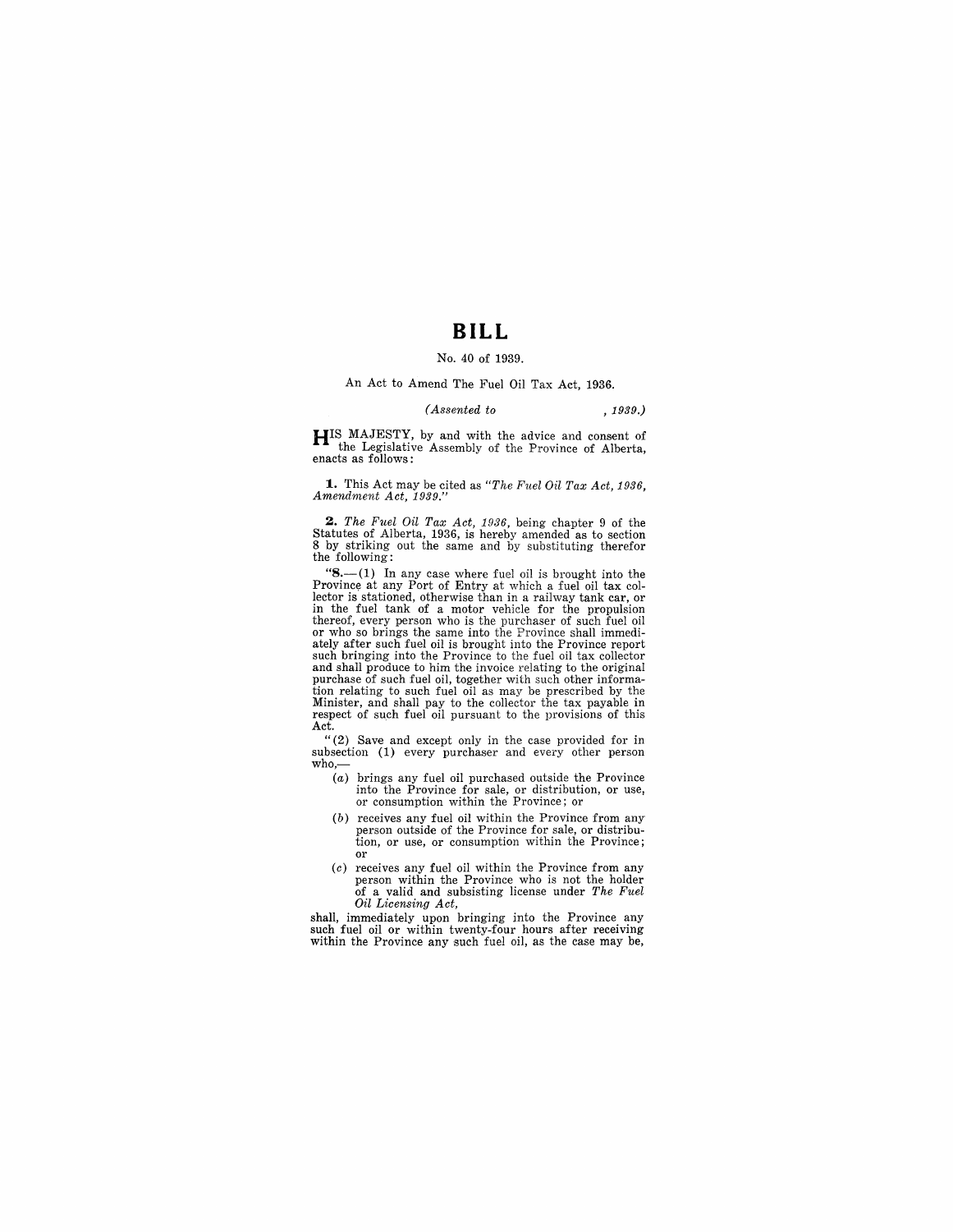# BILL

No. 40 of 1939.

An Act to Amend The Fuel Oil Tax Act, 1936.

*(Assented to , 1939.)*

HIS MAJESTY, by and with the advice and consent of the Legislative Assembly of the Province of Alberta, enacts as follows:

**1.** This Act may be cited as *"The Fuel Oil Tax Act, 1936, Amendment Act, 1939."*

**2.** *The Fuel Oil Tax Act, 1936*, being chapter 9 of the Statutes of Alberta, 1936, is hereby amended as to section 8 by striking out the same and by substituting therefor the following:

"**8.**—(1) In any case where fuel oil is brought into the Province at any Port of Entry at which a fuel oil tax collector is stationed, otherwise than in a railway tank car, or in the fuel tank of a motor vehicle for the propulsion thereof, every person who is the purchaser of such fuel oil or who so brings the same into the Province shall immediately after such fuel oil is brought into the Province report such bringing into the Province to the fuel oil tax collector and shall produce to him the invoice relating to the original purchase of such fuel oil, together with such other information relating to such fuel oil as may be prescribed by the Minister, and shall pay to the collector the tax payable in respect of such fuel oil pursuant to the provisions of this Act.

"(2) Save and except only in the case provided for in subsection (1) every purchaser and every other person who,—

- (*a*) brings any fuel oil purchased outside the Province into the Province for sale, or distribution, or use, or consumption within the Province; or
- (*b*) receives any fuel oil within the Province from any person outside of the Province for sale, or distribution, or use, or consumption within the Province; or
- (*c*) receives any fuel oil within the Province from any person within the Province who is not the holder of a valid and subsisting license under *The Fuel Oil Licensing Act*,

shall, immediately upon bringing into the Province any such fuel oil or within twenty-four hours after receiving within the Province any such fuel oil, as the case may be,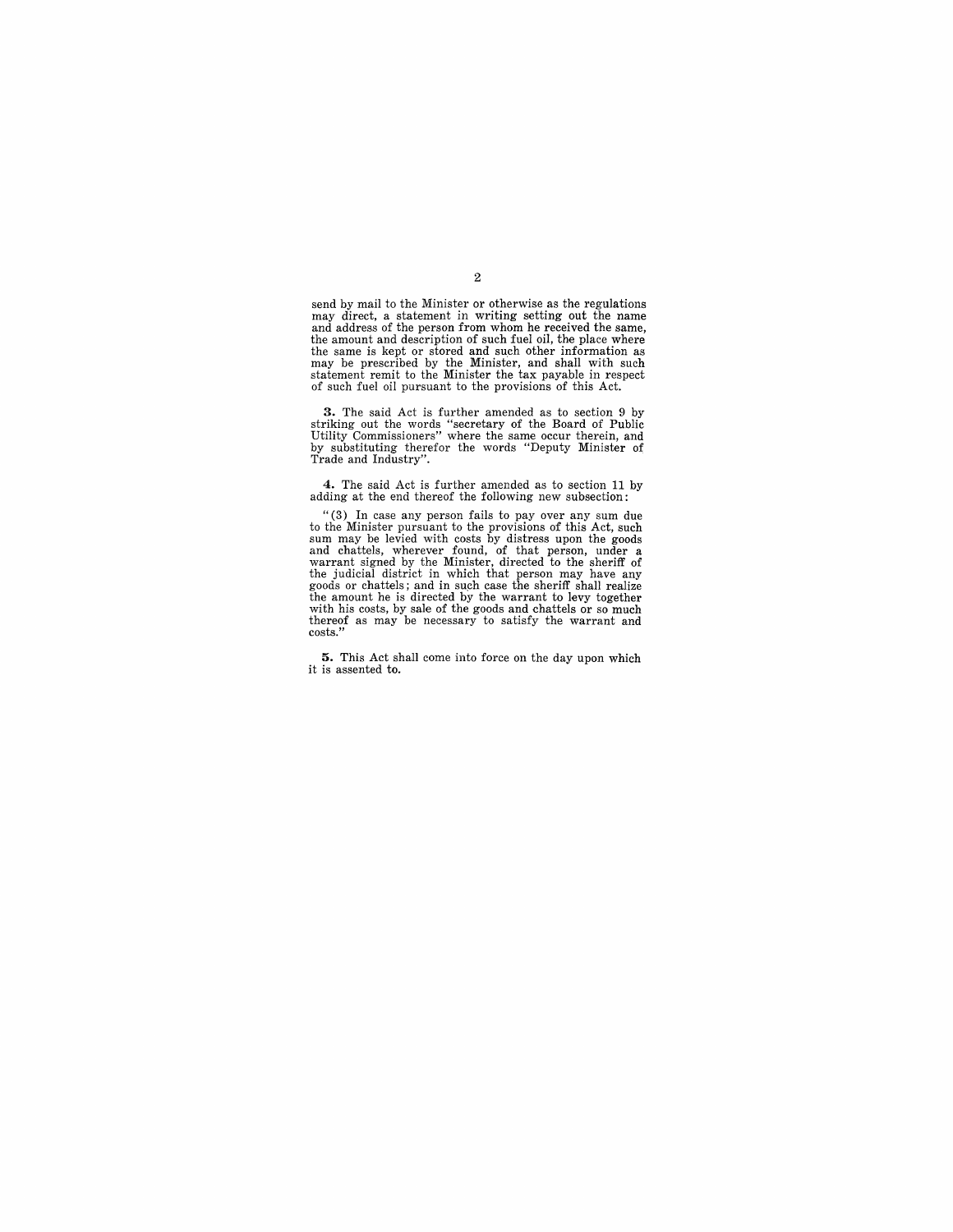send by mail to the Minister or otherwise as the regulations may direct, a statement in writing setting out the name and address of the person from whom he received the same, the amount and description of such fuel oil, the place where the same is kept or stored and such other information as may be prescribed by the Minister, and shall with such statement remit to the Minister the tax payable in respect of such fuel oil pursuant to the provisions of this Act.

**3.** The said Act is further amended as to section 9 by striking out the words "secretary of the Board of Public Utility Commissioners" where the same occur therein, and by substituting therefor the words "Deputy Minister of Trade and Industry".

**4.** The said Act is further amended as to section 11 by adding at the end thereof the following new subsection:

"(3) In case any person fails to pay over any sum due to the Minister pursuant to the provisions of this Act, such sum may be levied with costs by distress upon the goods and chattels, wherever found, of that person, under a warrant signed by the Minister, directed to the sheriff of the judicial district in which that person may have any goods or chattels; and in such case the sheriff shall realize the amount he is directed by the warrant to levy together with his costs, by sale of the goods and chattels or so much thereof as may be necessary to satisfy the warrant and costs."

**5.** This Act shall come into force on the day upon which it is assented to.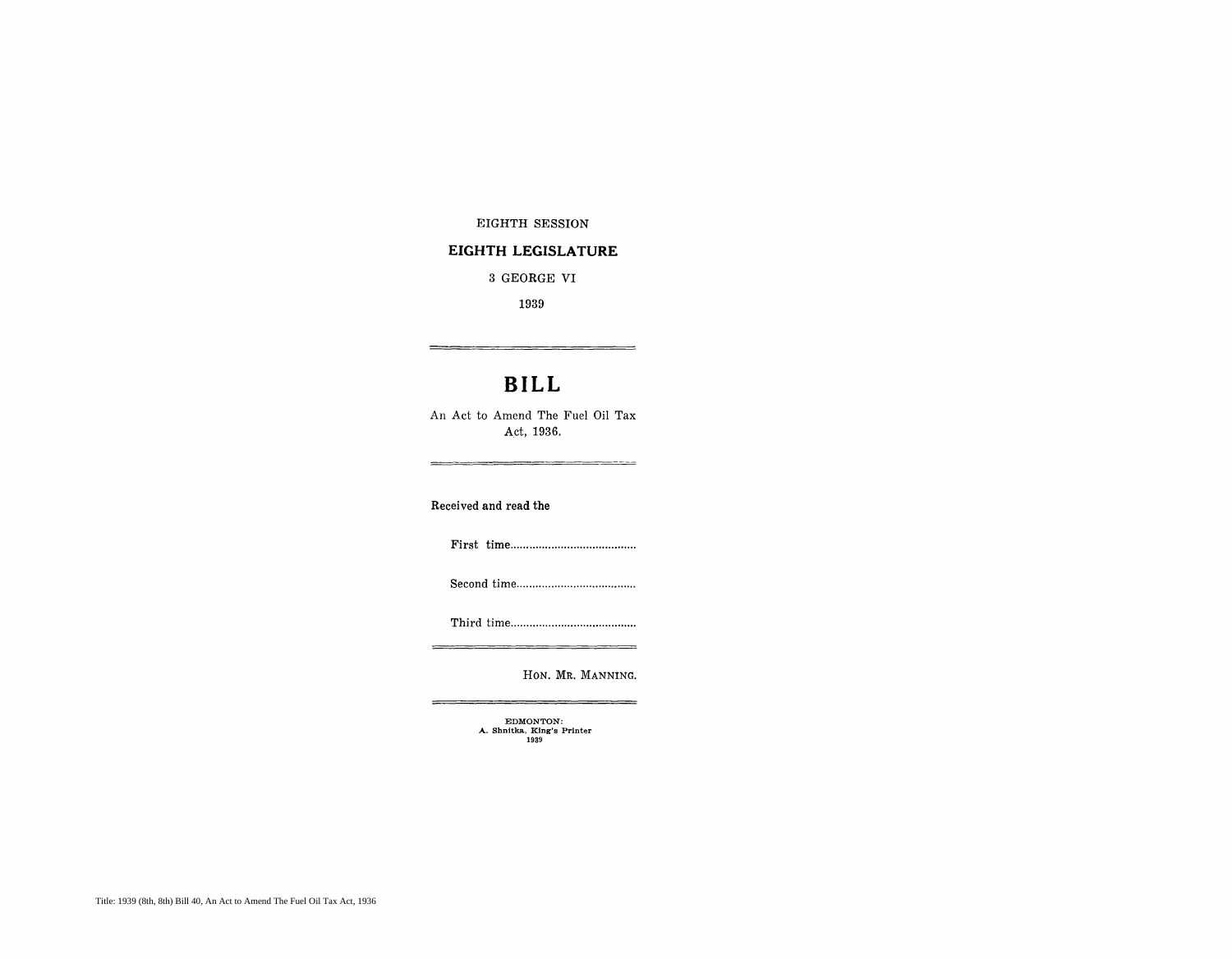EIGHTH SESSION

**EIGHTH LEGISLATURE**

3 GEORGE VI

1939

---

# BILL

An Act to Amend The Fuel Oil Tax Act, 1936.

---

Received and read the

First time........................................

Second time......................................

Third time........................................

---

HON. MR. MANNING.

---

EDMONTON:
A. Shnitka, King's Printer
1939

Title: 1939 (8th, 8th) Bill 40, An Act to Amend The Fuel Oil Tax Act, 1936